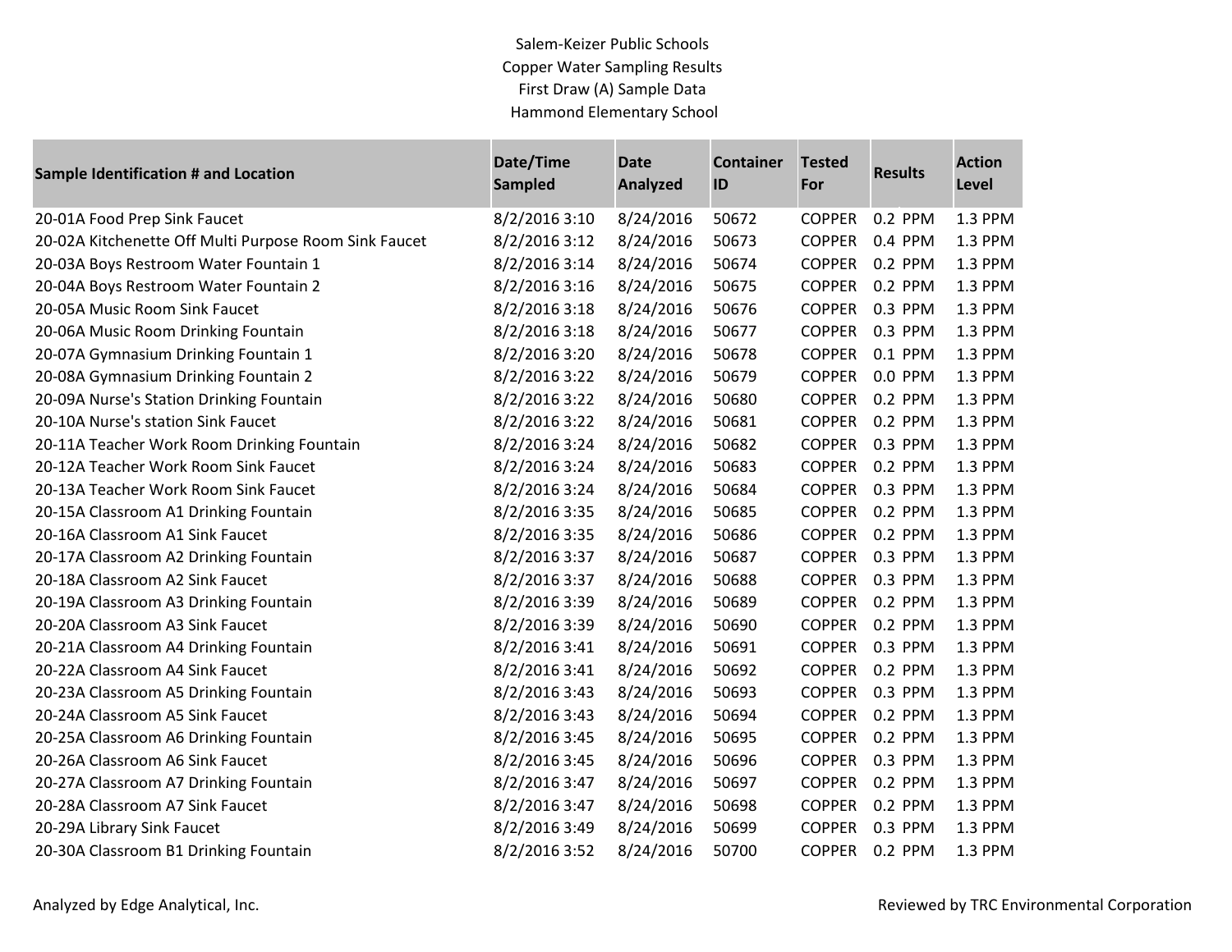Salem-Keizer Public Schools
Copper Water Sampling Results
First Draw (A) Sample Data
Hammond Elementary School

| Sample Identification # and Location | Date/Time Sampled | Date Analyzed | Container ID | Tested For | Results | Action Level |
|---|---|---|---|---|---|---|
| 20-01A Food Prep Sink Faucet | 8/2/2016 3:10 | 8/24/2016 | 50672 | COPPER | 0.2 PPM | 1.3 PPM |
| 20-02A Kitchenette Off Multi Purpose Room Sink Faucet | 8/2/2016 3:12 | 8/24/2016 | 50673 | COPPER | 0.4 PPM | 1.3 PPM |
| 20-03A Boys Restroom Water Fountain 1 | 8/2/2016 3:14 | 8/24/2016 | 50674 | COPPER | 0.2 PPM | 1.3 PPM |
| 20-04A Boys Restroom Water Fountain 2 | 8/2/2016 3:16 | 8/24/2016 | 50675 | COPPER | 0.2 PPM | 1.3 PPM |
| 20-05A Music Room Sink Faucet | 8/2/2016 3:18 | 8/24/2016 | 50676 | COPPER | 0.3 PPM | 1.3 PPM |
| 20-06A Music Room Drinking Fountain | 8/2/2016 3:18 | 8/24/2016 | 50677 | COPPER | 0.3 PPM | 1.3 PPM |
| 20-07A Gymnasium Drinking Fountain 1 | 8/2/2016 3:20 | 8/24/2016 | 50678 | COPPER | 0.1 PPM | 1.3 PPM |
| 20-08A Gymnasium Drinking Fountain 2 | 8/2/2016 3:22 | 8/24/2016 | 50679 | COPPER | 0.0 PPM | 1.3 PPM |
| 20-09A Nurse's Station Drinking Fountain | 8/2/2016 3:22 | 8/24/2016 | 50680 | COPPER | 0.2 PPM | 1.3 PPM |
| 20-10A Nurse's station Sink Faucet | 8/2/2016 3:22 | 8/24/2016 | 50681 | COPPER | 0.2 PPM | 1.3 PPM |
| 20-11A Teacher Work Room Drinking Fountain | 8/2/2016 3:24 | 8/24/2016 | 50682 | COPPER | 0.3 PPM | 1.3 PPM |
| 20-12A Teacher Work Room Sink Faucet | 8/2/2016 3:24 | 8/24/2016 | 50683 | COPPER | 0.2 PPM | 1.3 PPM |
| 20-13A Teacher Work Room Sink Faucet | 8/2/2016 3:24 | 8/24/2016 | 50684 | COPPER | 0.3 PPM | 1.3 PPM |
| 20-15A Classroom A1 Drinking Fountain | 8/2/2016 3:35 | 8/24/2016 | 50685 | COPPER | 0.2 PPM | 1.3 PPM |
| 20-16A Classroom A1 Sink Faucet | 8/2/2016 3:35 | 8/24/2016 | 50686 | COPPER | 0.2 PPM | 1.3 PPM |
| 20-17A Classroom A2 Drinking Fountain | 8/2/2016 3:37 | 8/24/2016 | 50687 | COPPER | 0.3 PPM | 1.3 PPM |
| 20-18A Classroom A2 Sink Faucet | 8/2/2016 3:37 | 8/24/2016 | 50688 | COPPER | 0.3 PPM | 1.3 PPM |
| 20-19A Classroom A3 Drinking Fountain | 8/2/2016 3:39 | 8/24/2016 | 50689 | COPPER | 0.2 PPM | 1.3 PPM |
| 20-20A Classroom A3 Sink Faucet | 8/2/2016 3:39 | 8/24/2016 | 50690 | COPPER | 0.2 PPM | 1.3 PPM |
| 20-21A Classroom A4 Drinking Fountain | 8/2/2016 3:41 | 8/24/2016 | 50691 | COPPER | 0.3 PPM | 1.3 PPM |
| 20-22A Classroom A4 Sink Faucet | 8/2/2016 3:41 | 8/24/2016 | 50692 | COPPER | 0.2 PPM | 1.3 PPM |
| 20-23A Classroom A5 Drinking Fountain | 8/2/2016 3:43 | 8/24/2016 | 50693 | COPPER | 0.3 PPM | 1.3 PPM |
| 20-24A Classroom A5 Sink Faucet | 8/2/2016 3:43 | 8/24/2016 | 50694 | COPPER | 0.2 PPM | 1.3 PPM |
| 20-25A Classroom A6 Drinking Fountain | 8/2/2016 3:45 | 8/24/2016 | 50695 | COPPER | 0.2 PPM | 1.3 PPM |
| 20-26A Classroom A6 Sink Faucet | 8/2/2016 3:45 | 8/24/2016 | 50696 | COPPER | 0.3 PPM | 1.3 PPM |
| 20-27A Classroom A7 Drinking Fountain | 8/2/2016 3:47 | 8/24/2016 | 50697 | COPPER | 0.2 PPM | 1.3 PPM |
| 20-28A Classroom A7 Sink Faucet | 8/2/2016 3:47 | 8/24/2016 | 50698 | COPPER | 0.2 PPM | 1.3 PPM |
| 20-29A Library Sink Faucet | 8/2/2016 3:49 | 8/24/2016 | 50699 | COPPER | 0.3 PPM | 1.3 PPM |
| 20-30A Classroom B1 Drinking Fountain | 8/2/2016 3:52 | 8/24/2016 | 50700 | COPPER | 0.2 PPM | 1.3 PPM |

Analyzed by Edge Analytical, Inc.

Reviewed by TRC Environmental Corporation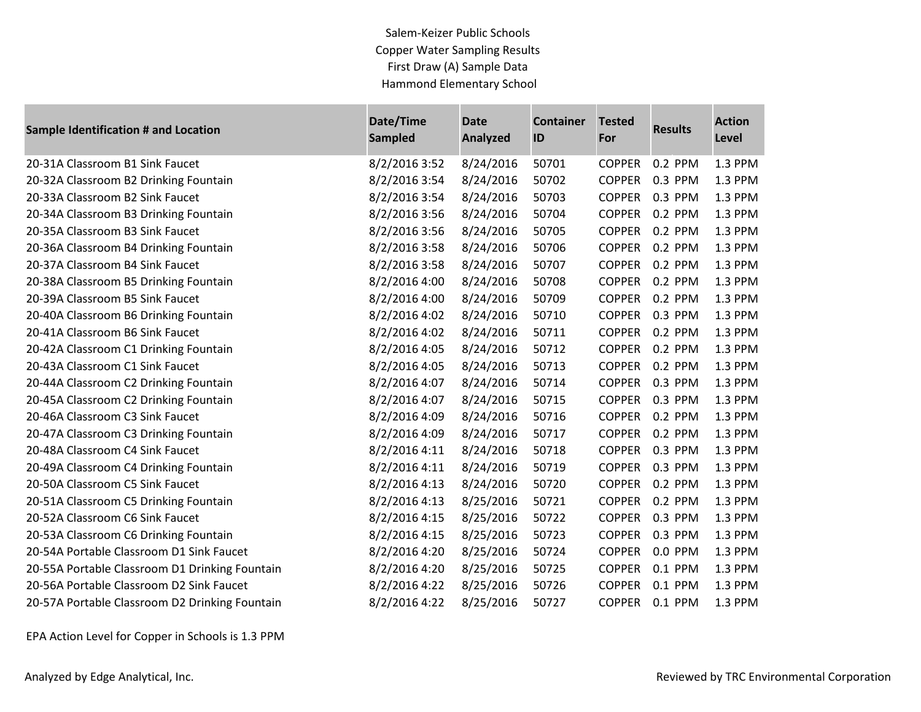Salem-Keizer Public Schools
Copper Water Sampling Results
First Draw (A) Sample Data
Hammond Elementary School

| Sample Identification # and Location | Date/Time Sampled | Date Analyzed | Container ID | Tested For | Results | Action Level |
|---|---|---|---|---|---|---|
| 20-31A Classroom B1 Sink Faucet | 8/2/2016 3:52 | 8/24/2016 | 50701 | COPPER | 0.2 PPM | 1.3 PPM |
| 20-32A Classroom B2 Drinking Fountain | 8/2/2016 3:54 | 8/24/2016 | 50702 | COPPER | 0.3 PPM | 1.3 PPM |
| 20-33A Classroom B2 Sink Faucet | 8/2/2016 3:54 | 8/24/2016 | 50703 | COPPER | 0.3 PPM | 1.3 PPM |
| 20-34A Classroom B3 Drinking Fountain | 8/2/2016 3:56 | 8/24/2016 | 50704 | COPPER | 0.2 PPM | 1.3 PPM |
| 20-35A Classroom B3 Sink Faucet | 8/2/2016 3:56 | 8/24/2016 | 50705 | COPPER | 0.2 PPM | 1.3 PPM |
| 20-36A Classroom B4 Drinking Fountain | 8/2/2016 3:58 | 8/24/2016 | 50706 | COPPER | 0.2 PPM | 1.3 PPM |
| 20-37A Classroom B4 Sink Faucet | 8/2/2016 3:58 | 8/24/2016 | 50707 | COPPER | 0.2 PPM | 1.3 PPM |
| 20-38A Classroom B5 Drinking Fountain | 8/2/2016 4:00 | 8/24/2016 | 50708 | COPPER | 0.2 PPM | 1.3 PPM |
| 20-39A Classroom B5 Sink Faucet | 8/2/2016 4:00 | 8/24/2016 | 50709 | COPPER | 0.2 PPM | 1.3 PPM |
| 20-40A Classroom B6 Drinking Fountain | 8/2/2016 4:02 | 8/24/2016 | 50710 | COPPER | 0.3 PPM | 1.3 PPM |
| 20-41A Classroom B6 Sink Faucet | 8/2/2016 4:02 | 8/24/2016 | 50711 | COPPER | 0.2 PPM | 1.3 PPM |
| 20-42A Classroom C1 Drinking Fountain | 8/2/2016 4:05 | 8/24/2016 | 50712 | COPPER | 0.2 PPM | 1.3 PPM |
| 20-43A Classroom C1 Sink Faucet | 8/2/2016 4:05 | 8/24/2016 | 50713 | COPPER | 0.2 PPM | 1.3 PPM |
| 20-44A Classroom C2 Drinking Fountain | 8/2/2016 4:07 | 8/24/2016 | 50714 | COPPER | 0.3 PPM | 1.3 PPM |
| 20-45A Classroom C2 Drinking Fountain | 8/2/2016 4:07 | 8/24/2016 | 50715 | COPPER | 0.3 PPM | 1.3 PPM |
| 20-46A Classroom C3 Sink Faucet | 8/2/2016 4:09 | 8/24/2016 | 50716 | COPPER | 0.2 PPM | 1.3 PPM |
| 20-47A Classroom C3 Drinking Fountain | 8/2/2016 4:09 | 8/24/2016 | 50717 | COPPER | 0.2 PPM | 1.3 PPM |
| 20-48A Classroom C4 Sink Faucet | 8/2/2016 4:11 | 8/24/2016 | 50718 | COPPER | 0.3 PPM | 1.3 PPM |
| 20-49A Classroom C4 Drinking Fountain | 8/2/2016 4:11 | 8/24/2016 | 50719 | COPPER | 0.3 PPM | 1.3 PPM |
| 20-50A Classroom C5 Sink Faucet | 8/2/2016 4:13 | 8/24/2016 | 50720 | COPPER | 0.2 PPM | 1.3 PPM |
| 20-51A Classroom C5 Drinking Fountain | 8/2/2016 4:13 | 8/25/2016 | 50721 | COPPER | 0.2 PPM | 1.3 PPM |
| 20-52A Classroom C6 Sink Faucet | 8/2/2016 4:15 | 8/25/2016 | 50722 | COPPER | 0.3 PPM | 1.3 PPM |
| 20-53A Classroom C6 Drinking Fountain | 8/2/2016 4:15 | 8/25/2016 | 50723 | COPPER | 0.3 PPM | 1.3 PPM |
| 20-54A Portable Classroom D1 Sink Faucet | 8/2/2016 4:20 | 8/25/2016 | 50724 | COPPER | 0.0 PPM | 1.3 PPM |
| 20-55A Portable Classroom D1 Drinking Fountain | 8/2/2016 4:20 | 8/25/2016 | 50725 | COPPER | 0.1 PPM | 1.3 PPM |
| 20-56A Portable Classroom D2 Sink Faucet | 8/2/2016 4:22 | 8/25/2016 | 50726 | COPPER | 0.1 PPM | 1.3 PPM |
| 20-57A Portable Classroom D2 Drinking Fountain | 8/2/2016 4:22 | 8/25/2016 | 50727 | COPPER | 0.1 PPM | 1.3 PPM |

EPA Action Level for Copper in Schools is 1.3 PPM

Analyzed by Edge Analytical, Inc.

Reviewed by TRC Environmental Corporation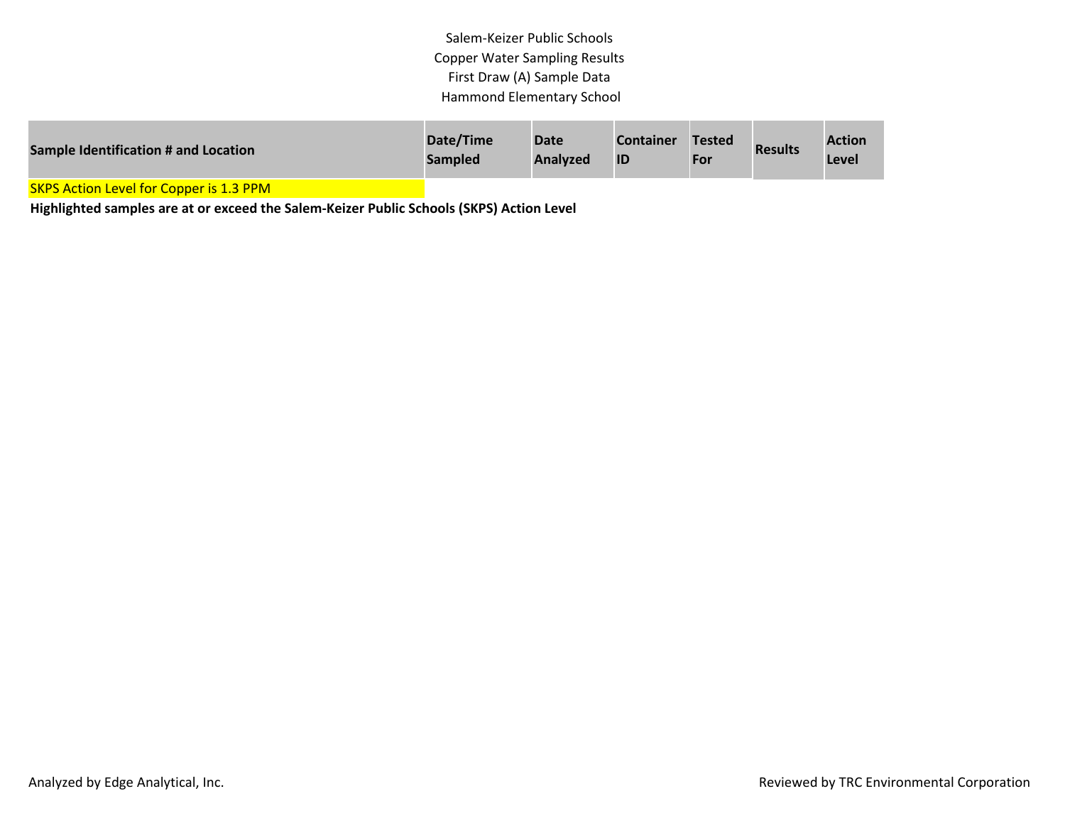Salem-Keizer Public Schools
Copper Water Sampling Results
First Draw (A) Sample Data
Hammond Elementary School

| Sample Identification # and Location | Date/Time Sampled | Date Analyzed | Container ID | Tested For | Results | Action Level |
|---|---|---|---|---|---|---|

SKPS Action Level for Copper is 1.3 PPM

**Highlighted samples are at or exceed the Salem-Keizer Public Schools (SKPS) Action Level**

Analyzed by Edge Analytical, Inc.

Reviewed by TRC Environmental Corporation